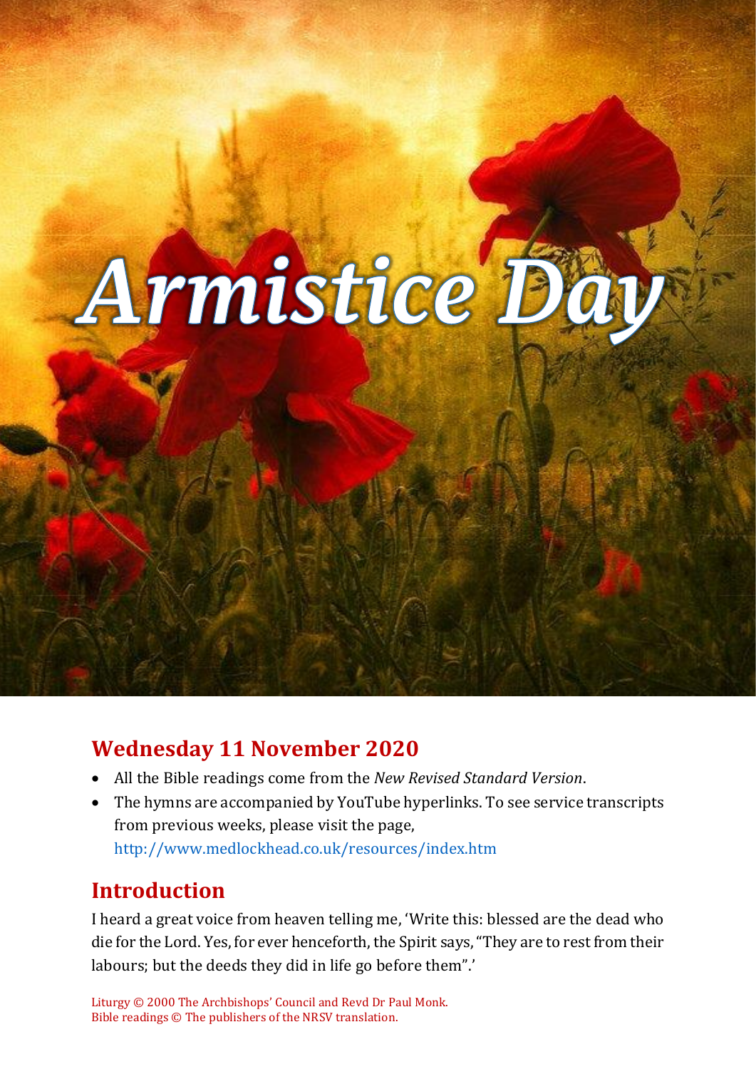# Armistice Day

## Wednesday 11 November 2020

- All the Bible readings come from the *New Revised Standard Version*.
- The hymns are accompanied by YouTube hyperlinks. To see service transcripts from previous weeks, please visit the page, http://www.medlockhead.co.uk/resources/index.htm

## Introduction

I heard a great voice from heaven telling me, 'Write this: blessed are the dead who die for the Lord. Yes, for ever henceforth, the Spirit says, "They are to rest from their labours; but the deeds they did in life go before them".'

Liturgy © 2000 The Archbishops' Council and Revd Dr Paul Monk.
Bible readings © The publishers of the NRSV translation.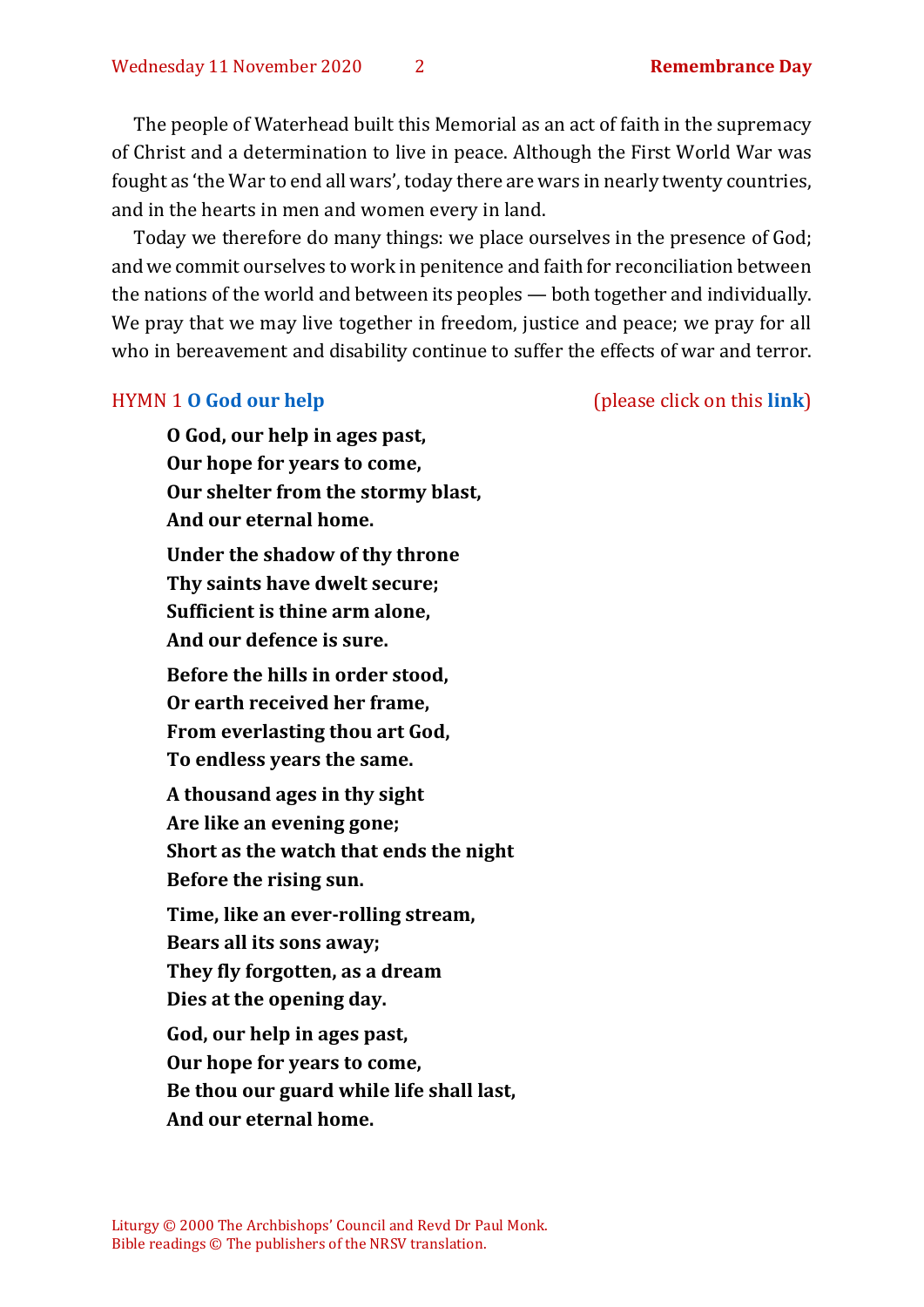The people of Waterhead built this Memorial as an act of faith in the supremacy of Christ and a determination to live in peace. Although the First World War was fought as 'the War to end all wars', today there are wars in nearly twenty countries, and in the hearts in men and women every in land.

Today we therefore do many things: we place ourselves in the presence of God; and we commit ourselves to work in penitence and faith for reconciliation between the nations of the world and between its peoples — both together and individually. We pray that we may live together in freedom, justice and peace; we pray for all who in bereavement and disability continue to suffer the effects of war and terror.

HYMN 1 **O God our help** (please click on this **link**)

**O God, our help in ages past,**
**Our hope for years to come,**
**Our shelter from the stormy blast,**
**And our eternal home.**

**Under the shadow of thy throne**
**Thy saints have dwelt secure;**
**Sufficient is thine arm alone,**
**And our defence is sure.**

**Before the hills in order stood,**
**Or earth received her frame,**
**From everlasting thou art God,**
**To endless years the same.**

**A thousand ages in thy sight**
**Are like an evening gone;**
**Short as the watch that ends the night**
**Before the rising sun.**

**Time, like an ever-rolling stream,**
**Bears all its sons away;**
**They fly forgotten, as a dream**
**Dies at the opening day.**

**God, our help in ages past,**
**Our hope for years to come,**
**Be thou our guard while life shall last,**
**And our eternal home.**

Liturgy © 2000 The Archbishops' Council and Revd Dr Paul Monk.
Bible readings © The publishers of the NRSV translation.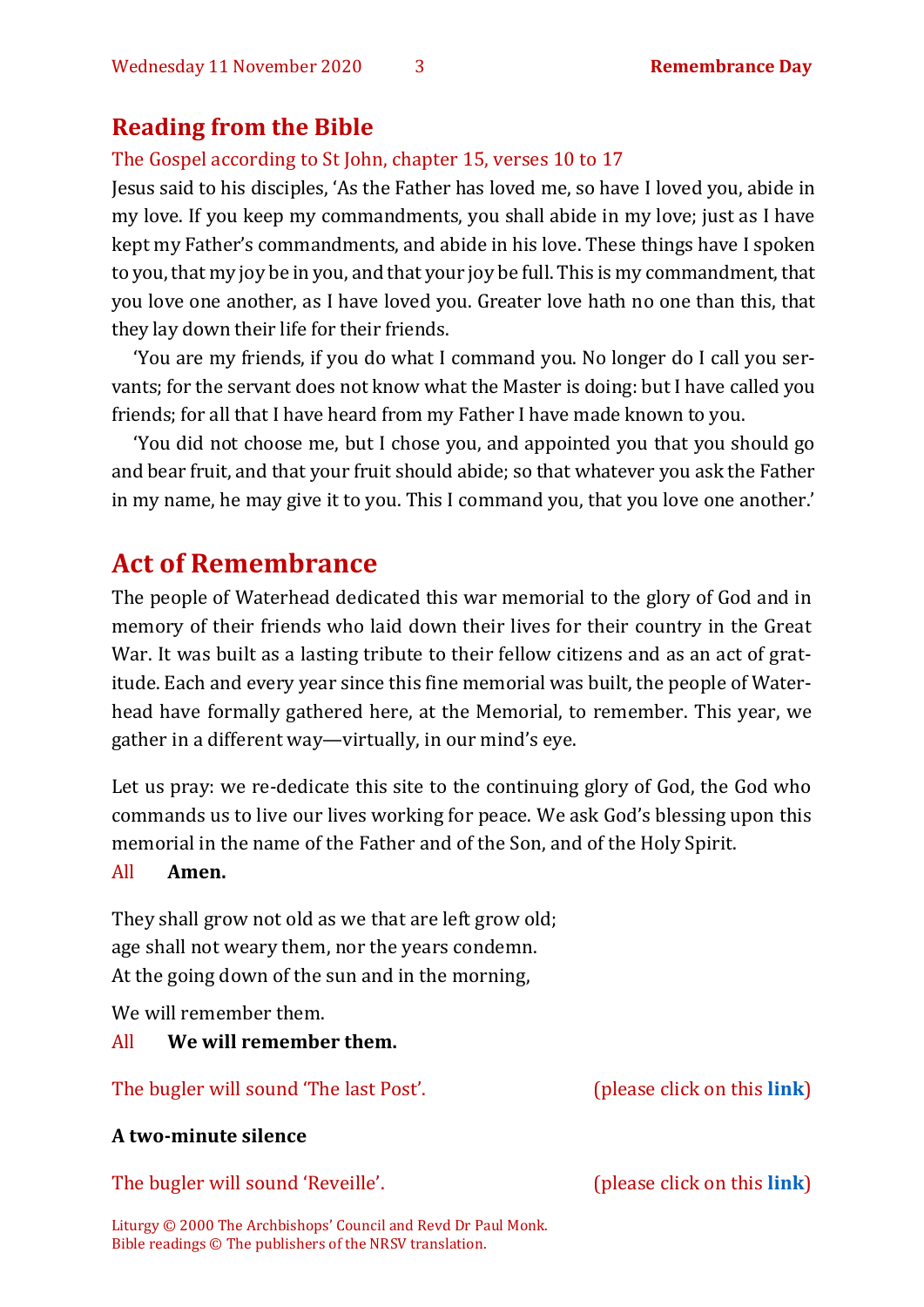## Reading from the Bible

The Gospel according to St John, chapter 15, verses 10 to 17

Jesus said to his disciples, 'As the Father has loved me, so have I loved you, abide in my love. If you keep my commandments, you shall abide in my love; just as I have kept my Father's commandments, and abide in his love. These things have I spoken to you, that my joy be in you, and that your joy be full. This is my commandment, that you love one another, as I have loved you. Greater love hath no one than this, that they lay down their life for their friends.

'You are my friends, if you do what I command you. No longer do I call you servants; for the servant does not know what the Master is doing: but I have called you friends; for all that I have heard from my Father I have made known to you.

'You did not choose me, but I chose you, and appointed you that you should go and bear fruit, and that your fruit should abide; so that whatever you ask the Father in my name, he may give it to you. This I command you, that you love one another.'

# Act of Remembrance

The people of Waterhead dedicated this war memorial to the glory of God and in memory of their friends who laid down their lives for their country in the Great War. It was built as a lasting tribute to their fellow citizens and as an act of gratitude. Each and every year since this fine memorial was built, the people of Waterhead have formally gathered here, at the Memorial, to remember. This year, we gather in a different way—virtually, in our mind's eye.

Let us pray: we re-dedicate this site to the continuing glory of God, the God who commands us to live our lives working for peace. We ask God's blessing upon this memorial in the name of the Father and of the Son, and of the Holy Spirit.

All **Amen.**

They shall grow not old as we that are left grow old;
age shall not weary them, nor the years condemn.
At the going down of the sun and in the morning,

We will remember them.

All **We will remember them.**

The bugler will sound 'The last Post'. (please click on this **link**)

**A two-minute silence**

The bugler will sound 'Reveille'. (please click on this **link**)

Liturgy © 2000 The Archbishops' Council and Revd Dr Paul Monk.
Bible readings © The publishers of the NRSV translation.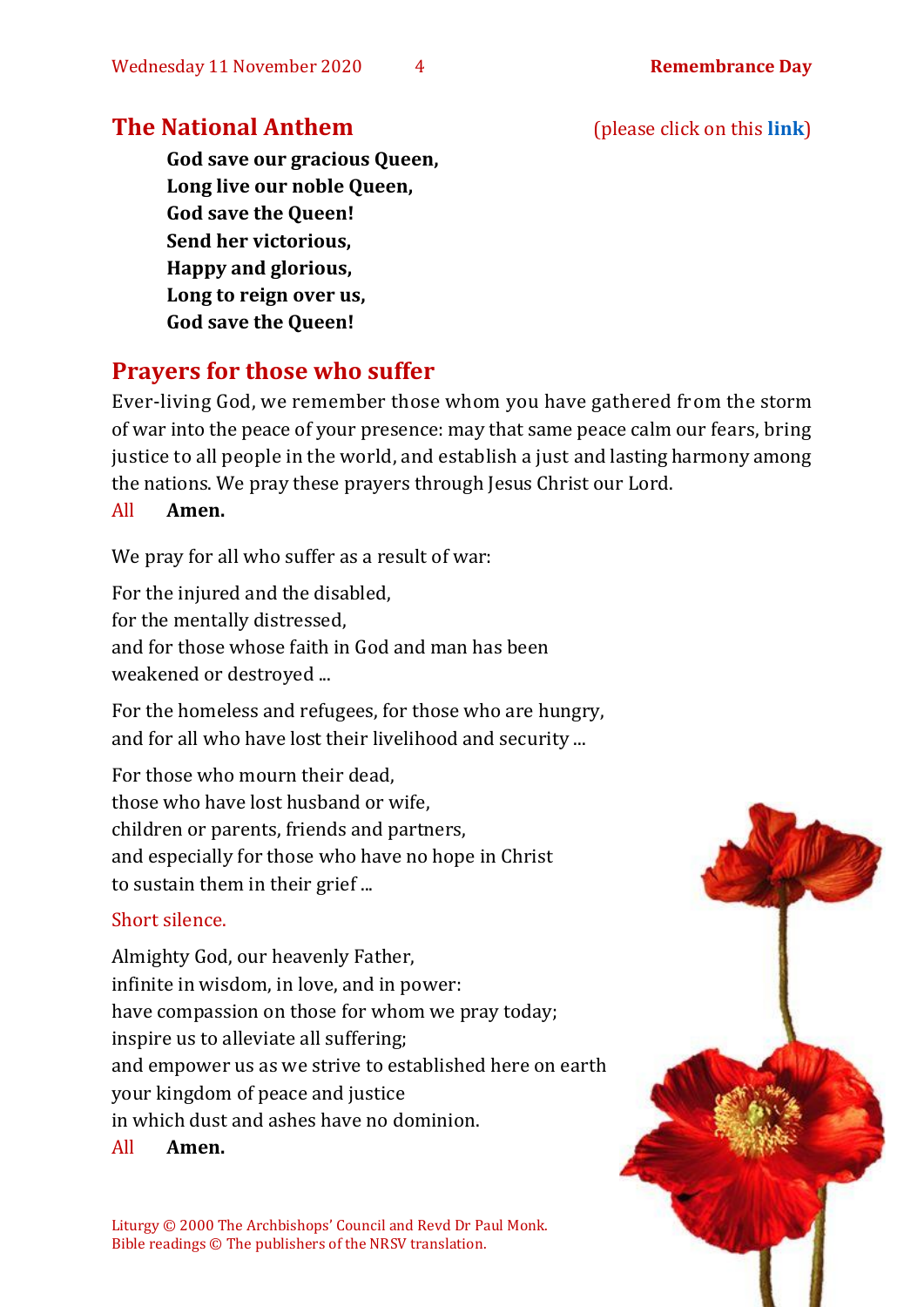## The National Anthem

(please click on this **link**)

**God save our gracious Queen,**
**Long live our noble Queen,**
**God save the Queen!**
**Send her victorious,**
**Happy and glorious,**
**Long to reign over us,**
**God save the Queen!**

## Prayers for those who suffer

Ever-living God, we remember those whom you have gathered from the storm of war into the peace of your presence: may that same peace calm our fears, bring justice to all people in the world, and establish a just and lasting harmony among the nations. We pray these prayers through Jesus Christ our Lord.

All **Amen.**

We pray for all who suffer as a result of war:

For the injured and the disabled,
for the mentally distressed,
and for those whose faith in God and man has been weakened or destroyed ...

For the homeless and refugees, for those who are hungry,
and for all who have lost their livelihood and security ...

For those who mourn their dead,
those who have lost husband or wife,
children or parents, friends and partners,
and especially for those who have no hope in Christ
to sustain them in their grief ...

Short silence.

Almighty God, our heavenly Father,
infinite in wisdom, in love, and in power:
have compassion on those for whom we pray today;
inspire us to alleviate all suffering;
and empower us as we strive to established here on earth
your kingdom of peace and justice
in which dust and ashes have no dominion.

All **Amen.**

Liturgy © 2000 The Archbishops' Council and Revd Dr Paul Monk.
Bible readings © The publishers of the NRSV translation.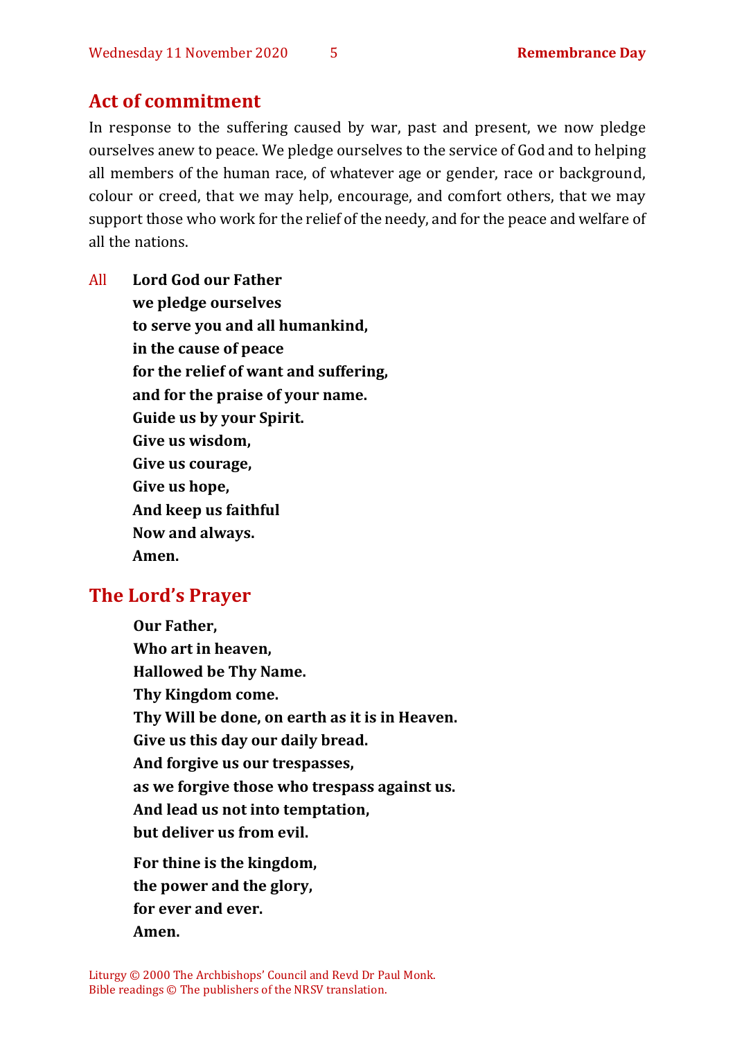## Act of commitment

In response to the suffering caused by war, past and present, we now pledge ourselves anew to peace. We pledge ourselves to the service of God and to helping all members of the human race, of whatever age or gender, race or background, colour or creed, that we may help, encourage, and comfort others, that we may support those who work for the relief of the needy, and for the peace and welfare of all the nations.

All **Lord God our Father**
**we pledge ourselves**
**to serve you and all humankind,**
**in the cause of peace**
**for the relief of want and suffering,**
**and for the praise of your name.**
**Guide us by your Spirit.**
**Give us wisdom,**
**Give us courage,**
**Give us hope,**
**And keep us faithful**
**Now and always.**
**Amen.**

## The Lord's Prayer

**Our Father,**
**Who art in heaven,**
**Hallowed be Thy Name.**
**Thy Kingdom come.**
**Thy Will be done, on earth as it is in Heaven.**
**Give us this day our daily bread.**
**And forgive us our trespasses,**
**as we forgive those who trespass against us.**
**And lead us not into temptation,**
**but deliver us from evil.**

**For thine is the kingdom,**
**the power and the glory,**
**for ever and ever.**
**Amen.**

Liturgy © 2000 The Archbishops' Council and Revd Dr Paul Monk.
Bible readings © The publishers of the NRSV translation.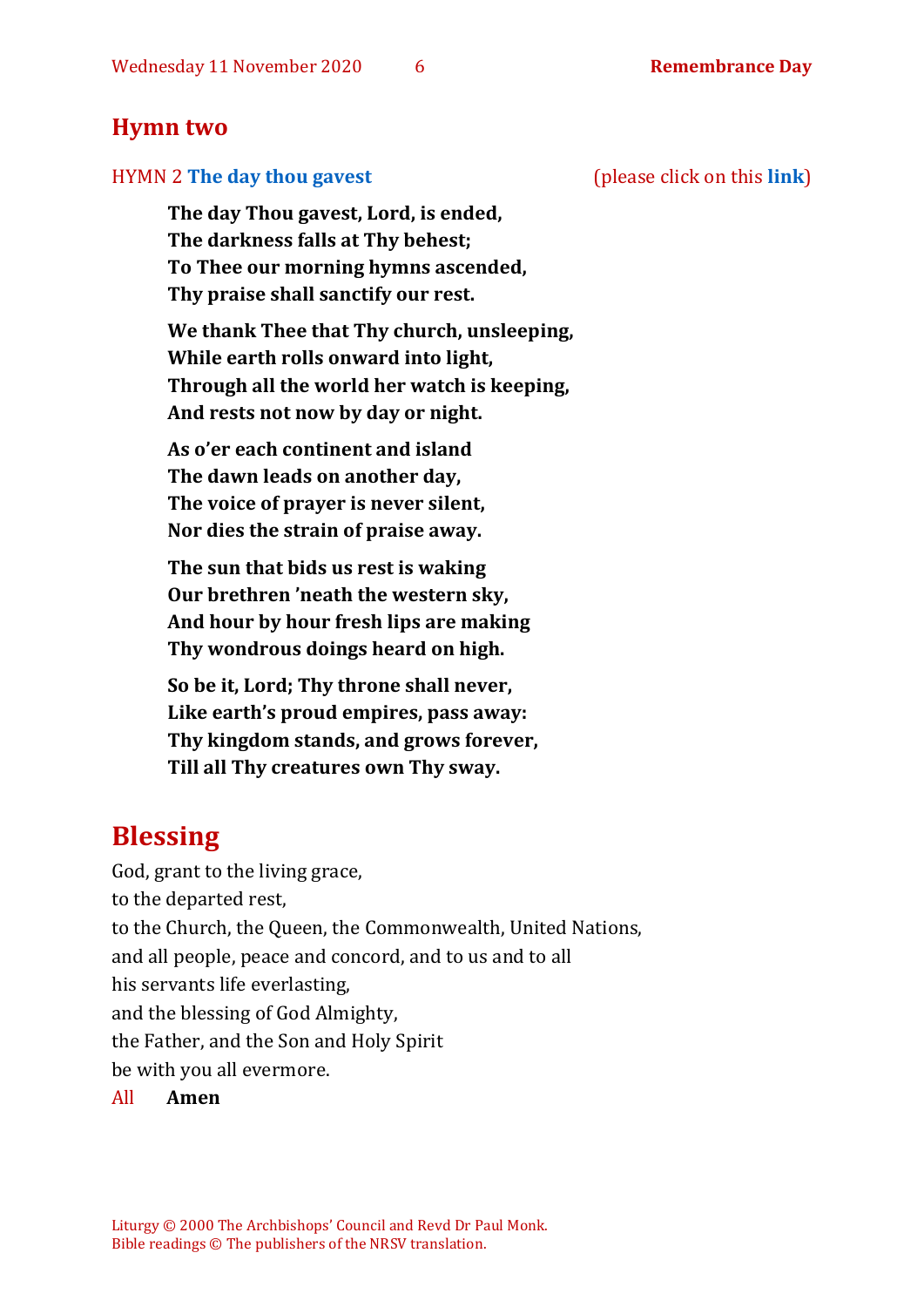## Hymn two

HYMN 2 **The day thou gavest** (please click on this **link**)

**The day Thou gavest, Lord, is ended,**
**The darkness falls at Thy behest;**
**To Thee our morning hymns ascended,**
**Thy praise shall sanctify our rest.**

**We thank Thee that Thy church, unsleeping,**
**While earth rolls onward into light,**
**Through all the world her watch is keeping,**
**And rests not now by day or night.**

**As o'er each continent and island**
**The dawn leads on another day,**
**The voice of prayer is never silent,**
**Nor dies the strain of praise away.**

**The sun that bids us rest is waking**
**Our brethren 'neath the western sky,**
**And hour by hour fresh lips are making**
**Thy wondrous doings heard on high.**

**So be it, Lord; Thy throne shall never,**
**Like earth's proud empires, pass away:**
**Thy kingdom stands, and grows forever,**
**Till all Thy creatures own Thy sway.**

# Blessing

God, grant to the living grace,
to the departed rest,
to the Church, the Queen, the Commonwealth, United Nations,
and all people, peace and concord, and to us and to all
his servants life everlasting,
and the blessing of God Almighty,
the Father, and the Son and Holy Spirit
be with you all evermore.

All **Amen**

Liturgy © 2000 The Archbishops' Council and Revd Dr Paul Monk.
Bible readings © The publishers of the NRSV translation.